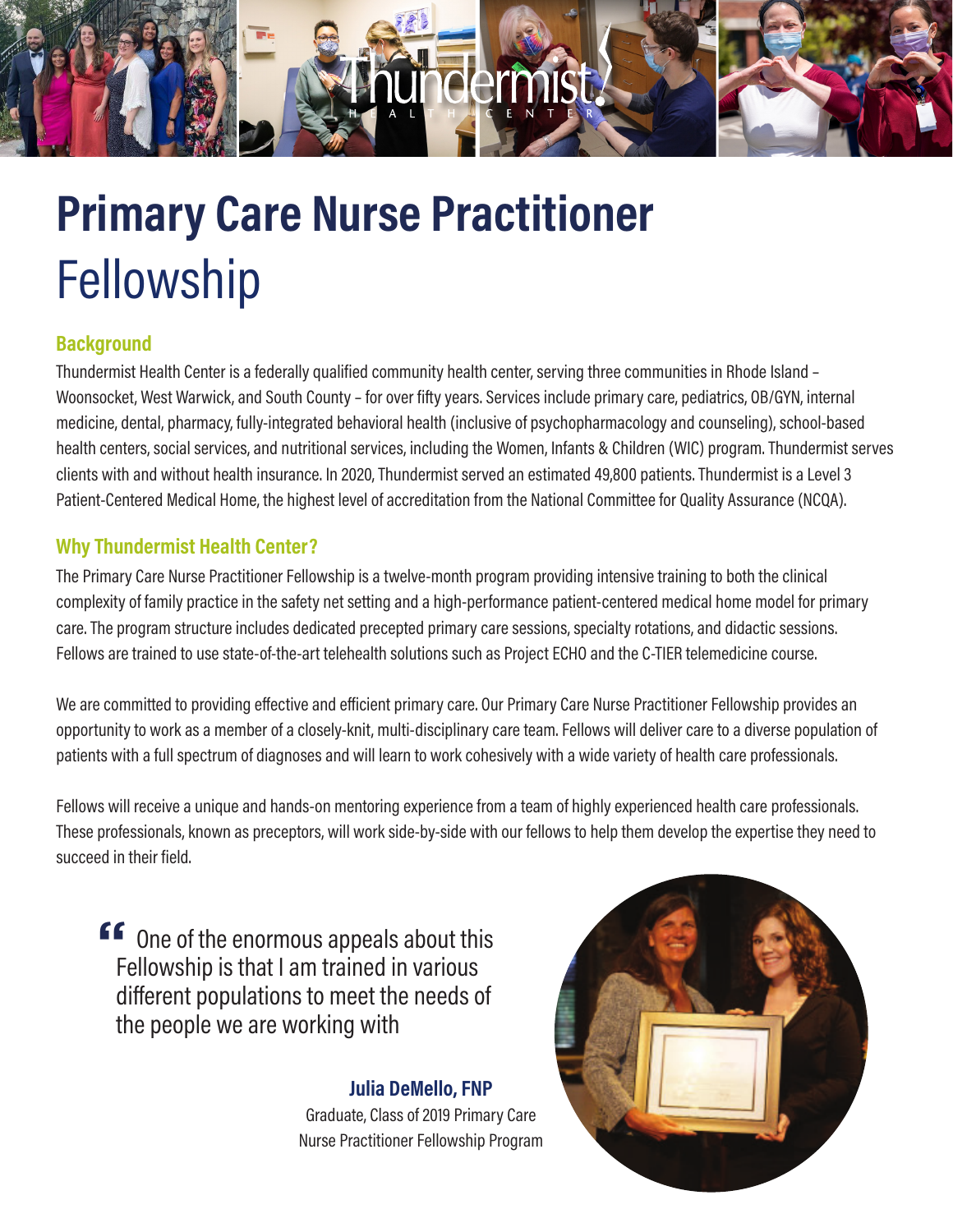# Primary Care Nurse Practitioner Fellowship

## Background

Thundermist Health Center is a federally qualified community health center, serving three communities in Rhode Island – Woonsocket, West Warwick, and South County – for over fifty years. Services include primary care, pediatrics, OB/GYN, internal medicine, dental, pharmacy, fully-integrated behavioral health (inclusive of psychopharmacology and counseling), school-based health centers, social services, and nutritional services, including the Women, Infants & Children (WIC) program. Thundermist serves clients with and without health insurance. In 2020, Thundermist served an estimated 49,800 patients. Thundermist is a Level 3 Patient-Centered Medical Home, the highest level of accreditation from the National Committee for Quality Assurance (NCQA).

## Why Thundermist Health Center?

The Primary Care Nurse Practitioner Fellowship is a twelve-month program providing intensive training to both the clinical complexity of family practice in the safety net setting and a high-performance patient-centered medical home model for primary care. The program structure includes dedicated precepted primary care sessions, specialty rotations, and didactic sessions. Fellows are trained to use state-of-the-art telehealth solutions such as Project ECHO and the C-TIER telemedicine course.

We are committed to providing effective and efficient primary care. Our Primary Care Nurse Practitioner Fellowship provides an opportunity to work as a member of a closely-knit, multi-disciplinary care team. Fellows will deliver care to a diverse population of patients with a full spectrum of diagnoses and will learn to work cohesively with a wide variety of health care professionals.

Fellows will receive a unique and hands-on mentoring experience from a team of highly experienced health care professionals. These professionals, known as preceptors, will work side-by-side with our fellows to help them develop the expertise they need to succeed in their field.

> “One of the enormous appeals about this Fellowship is that I am trained in various different populations to meet the needs of the people we are working with

**Julia DeMello, FNP**
Graduate, Class of 2019 Primary Care Nurse Practitioner Fellowship Program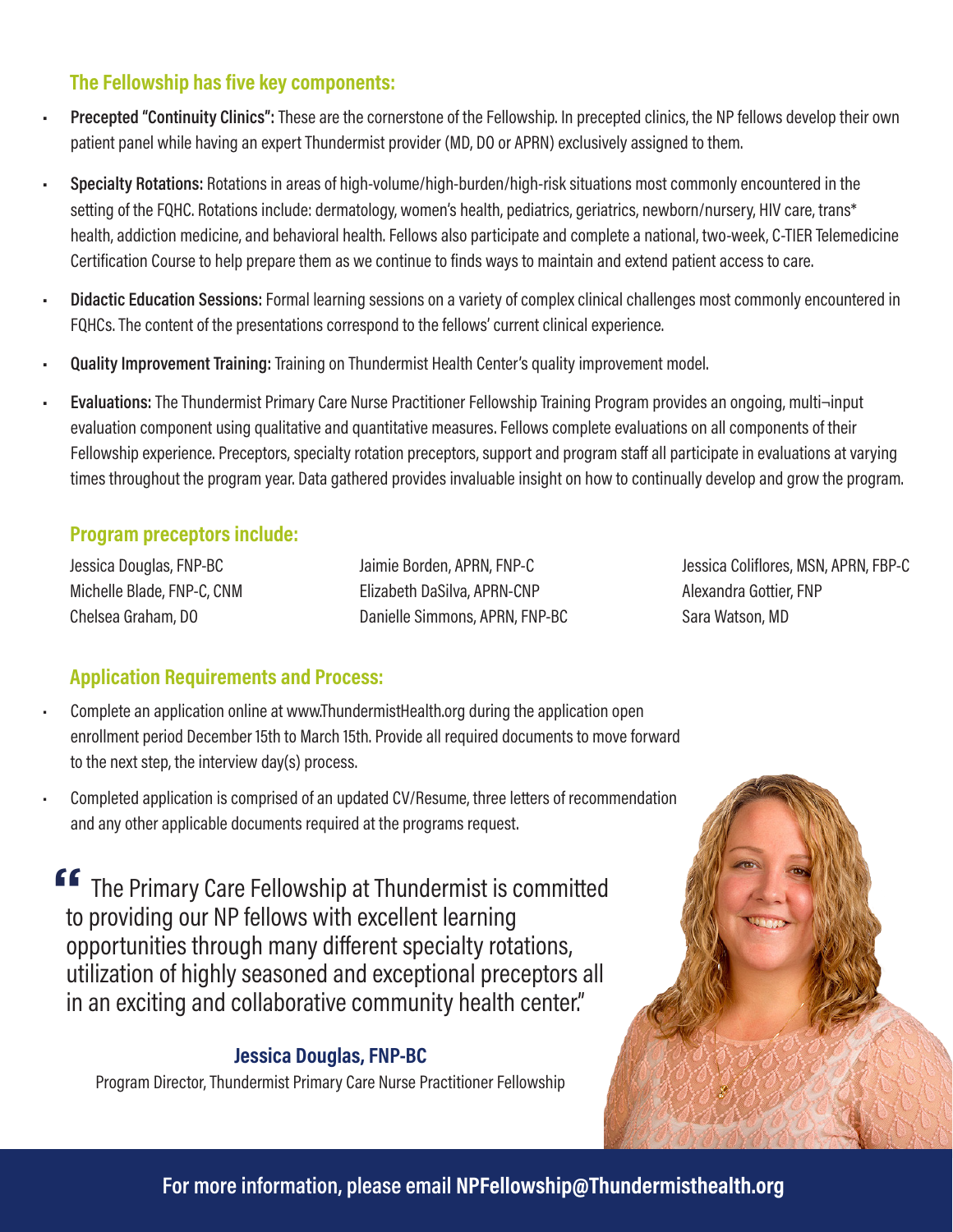### The Fellowship has five key components:

- **Precepted "Continuity Clinics":** These are the cornerstone of the Fellowship. In precepted clinics, the NP fellows develop their own patient panel while having an expert Thundermist provider (MD, DO or APRN) exclusively assigned to them.
- **Specialty Rotations:** Rotations in areas of high-volume/high-burden/high-risk situations most commonly encountered in the setting of the FQHC. Rotations include: dermatology, women's health, pediatrics, geriatrics, newborn/nursery, HIV care, trans* health, addiction medicine, and behavioral health. Fellows also participate and complete a national, two-week, C-TIER Telemedicine Certification Course to help prepare them as we continue to finds ways to maintain and extend patient access to care.
- **Didactic Education Sessions:** Formal learning sessions on a variety of complex clinical challenges most commonly encountered in FQHCs. The content of the presentations correspond to the fellows' current clinical experience.
- **Quality Improvement Training:** Training on Thundermist Health Center's quality improvement model.
- **Evaluations:** The Thundermist Primary Care Nurse Practitioner Fellowship Training Program provides an ongoing, multi¬input evaluation component using qualitative and quantitative measures. Fellows complete evaluations on all components of their Fellowship experience. Preceptors, specialty rotation preceptors, support and program staff all participate in evaluations at varying times throughout the program year. Data gathered provides invaluable insight on how to continually develop and grow the program.

### Program preceptors include:

Jessica Douglas, FNP-BC
Michelle Blade, FNP-C, CNM
Chelsea Graham, DO
Jaimie Borden, APRN, FNP-C
Elizabeth DaSilva, APRN-CNP
Danielle Simmons, APRN, FNP-BC
Jessica Coliflores, MSN, APRN, FBP-C
Alexandra Gottier, FNP
Sara Watson, MD

### Application Requirements and Process:

- Complete an application online at www.ThundermistHealth.org during the application open enrollment period December 15th to March 15th. Provide all required documents to move forward to the next step, the interview day(s) process.
- Completed application is comprised of an updated CV/Resume, three letters of recommendation and any other applicable documents required at the programs request.

> "The Primary Care Fellowship at Thundermist is committed to providing our NP fellows with excellent learning opportunities through many different specialty rotations, utilization of highly seasoned and exceptional preceptors all in an exciting and collaborative community health center."

**Jessica Douglas, FNP-BC**
Program Director, Thundermist Primary Care Nurse Practitioner Fellowship

**For more information, please email NPFellowship@Thundermisthealth.org**